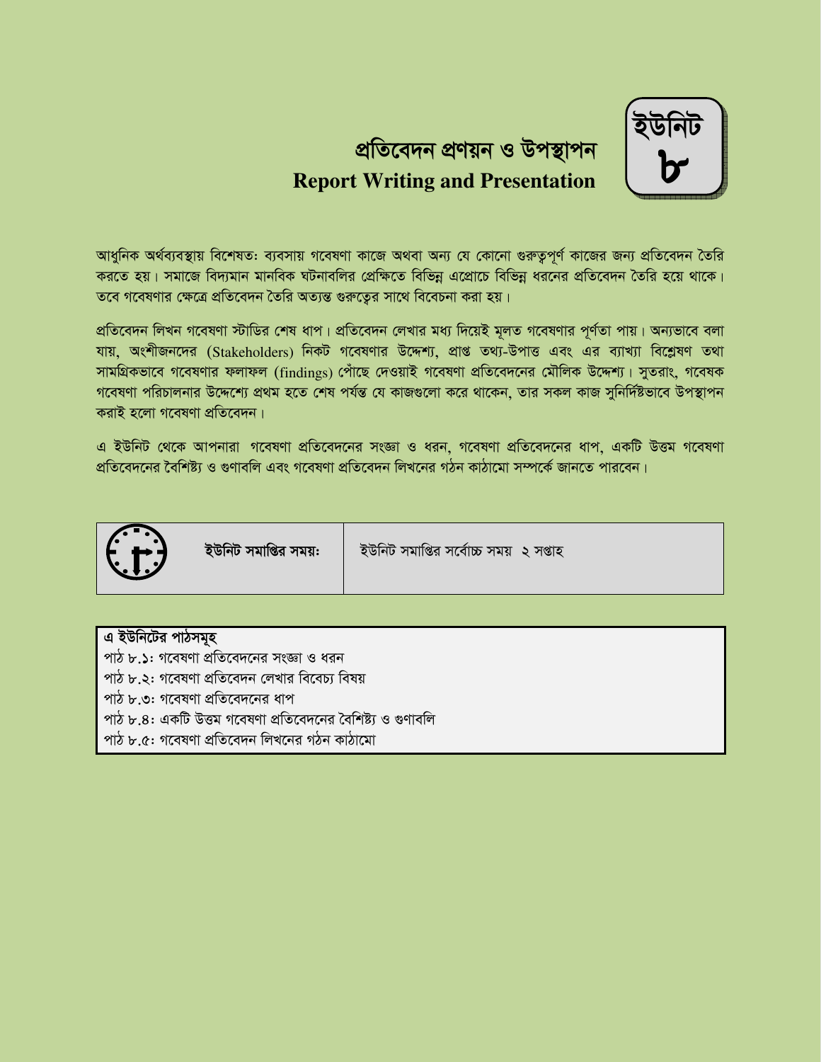# ইউনিট ৮

# প্রতিবেদন প্রণয়ন ও উপস্থাপন
## Report Writing and Presentation

আধুনিক অর্থব্যবস্থায় বিশেষতঃ ব্যবসায় গবেষণা কাজে অথবা অন্য যে কোনো গুরুত্বপূর্ণ কাজের জন্য প্রতিবেদন তৈরি করতে হয়। সমাজে বিদ্যমান মানবিক ঘটনাবলির প্রেক্ষিতে বিভিন্ন এপ্রোচে বিভিন্ন ধরনের প্রতিবেদন তৈরি হয়ে থাকে। তবে গবেষণার ক্ষেত্রে প্রতিবেদন তৈরি অত্যন্ত গুরুত্বের সাথে বিবেচনা করা হয়।

প্রতিবেদন লিখন গবেষণা স্টাডির শেষ ধাপ। প্রতিবেদন লেখার মধ্য দিয়েই মূলত গবেষণার পূর্ণতা পায়। অন্যভাবে বলা যায়, অংশীজনদের (Stakeholders) নিকট গবেষণার উদ্দেশ্য, প্রাপ্ত তথ্য-উপাত্ত এবং এর ব্যাখ্যা বিশ্লেষণ তথা সামগ্রিকভাবে গবেষণার ফলাফল (findings) পৌঁছে দেওয়াই গবেষণা প্রতিবেদনের মৌলিক উদ্দেশ্য। সুতরাং, গবেষক গবেষণা পরিচালনার উদ্দেশ্যে প্রথম হতে শেষ পর্যন্ত যে কাজগুলো করে থাকেন, তার সকল কাজ সুনির্দিষ্টভাবে উপস্থাপন করাই হলো গবেষণা প্রতিবেদন।

এ ইউনিট থেকে আপনারা গবেষণা প্রতিবেদনের সংজ্ঞা ও ধরন, গবেষণা প্রতিবেদনের ধাপ, একটি উত্তম গবেষণা প্রতিবেদনের বৈশিষ্ট্য ও গুণাবলি এবং গবেষণা প্রতিবেদন লিখনের গঠন কাঠামো সম্পর্কে জানতে পারবেন।

| **ইউনিট সমাপ্তির সময়:** | ইউনিট সমাপ্তির সর্বোচ্চ সময় ২ সপ্তাহ |
| --- | --- |

**এ ইউনিটের পাঠসমূহ**

পাঠ ৮.১: গবেষণা প্রতিবেদনের সংজ্ঞা ও ধরন
পাঠ ৮.২: গবেষণা প্রতিবেদন লেখার বিবেচ্য বিষয়
পাঠ ৮.৩: গবেষণা প্রতিবেদনের ধাপ
পাঠ ৮.৪: একটি উত্তম গবেষণা প্রতিবেদনের বৈশিষ্ট্য ও গুণাবলি
পাঠ ৮.৫: গবেষণা প্রতিবেদন লিখনের গঠন কাঠামো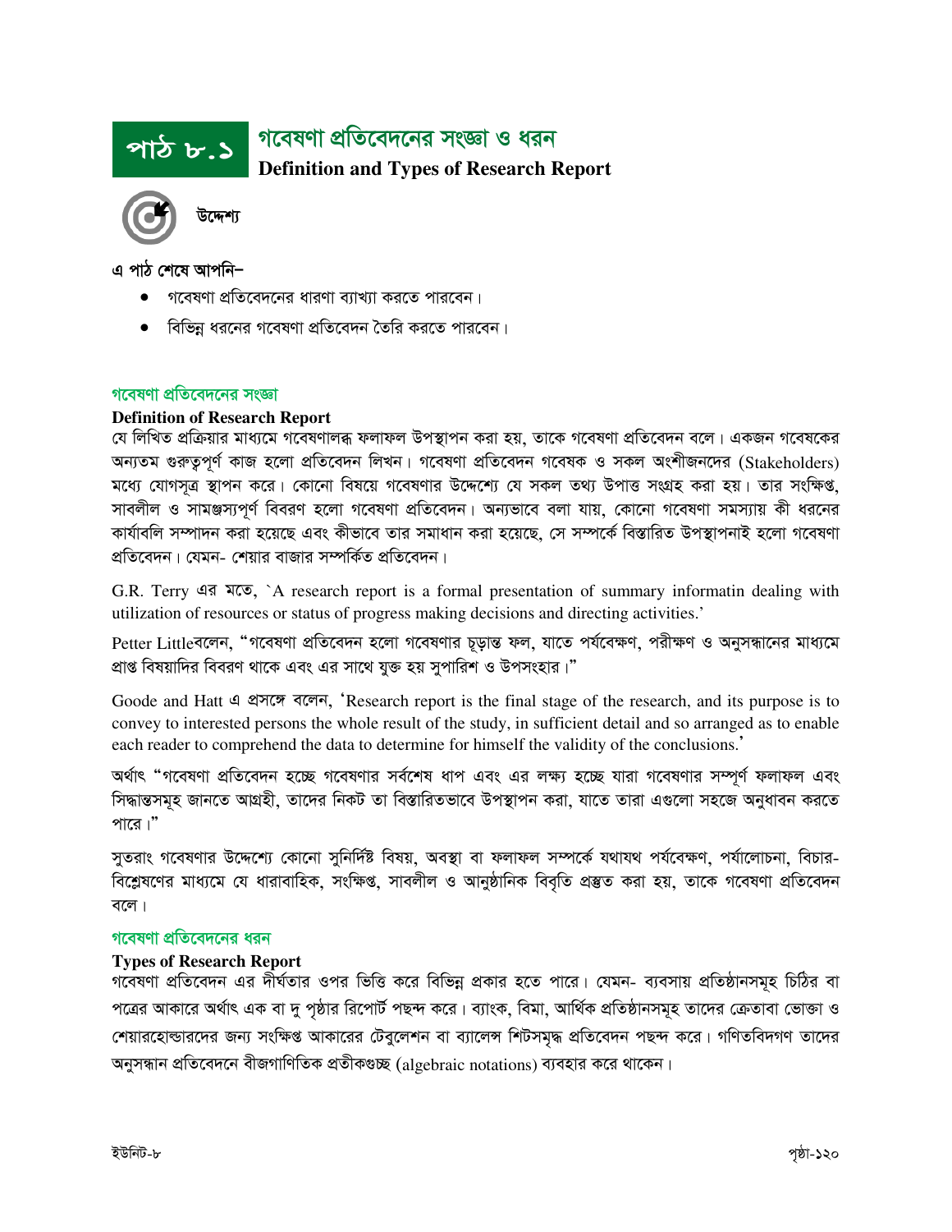# পাঠ ৮.১ গবেষণা প্রতিবেদনের সংজ্ঞা ও ধরন

## Definition and Types of Research Report

**উদ্দেশ্য**

এ পাঠ শেষে আপনি–

- গবেষণা প্রতিবেদনের ধারণা ব্যাখ্যা করতে পারবেন।
- বিভিন্ন ধরনের গবেষণা প্রতিবেদন তৈরি করতে পারবেন।

### গবেষণা প্রতিবেদনের সংজ্ঞা

**Definition of Research Report**

যে লিখিত প্রক্রিয়ার মাধ্যমে গবেষণালব্ধ ফলাফল উপস্থাপন করা হয়, তাকে গবেষণা প্রতিবেদন বলে। একজন গবেষকের অন্যতম গুরুত্বপূর্ণ কাজ হলো প্রতিবেদন লিখন। গবেষণা প্রতিবেদন গবেষক ও সকল অংশীজনদের (Stakeholders) মধ্যে যোগসূত্র স্থাপন করে। কোনো বিষয়ে গবেষণার উদ্দেশ্যে যে সকল তথ্য উপাত্ত সংগ্রহ করা হয়। তার সংক্ষিপ্ত, সাবলীল ও সামঞ্জস্যপূর্ণ বিবরণ হলো গবেষণা প্রতিবেদন। অন্যভাবে বলা যায়, কোনো গবেষণা সমস্যায় কী ধরনের কার্যাবলি সম্পাদন করা হয়েছে এবং কীভাবে তার সমাধান করা হয়েছে, সে সম্পর্কে বিস্তারিত উপস্থাপনাই হলো গবেষণা প্রতিবেদন। যেমন- শেয়ার বাজার সম্পর্কিত প্রতিবেদন।

G.R. Terry এর মতে, `A research report is a formal presentation of summary informatin dealing with utilization of resources or status of progress making decisions and directing activities.'

Petter Littleবলেন, "গবেষণা প্রতিবেদন হলো গবেষণার চূড়ান্ত ফল, যাতে পর্যবেক্ষণ, পরীক্ষণ ও অনুসন্ধানের মাধ্যমে প্রাপ্ত বিষয়াদির বিবরণ থাকে এবং এর সাথে যুক্ত হয় সুপারিশ ও উপসংহার।"

Goode and Hatt এ প্রসঙ্গে বলেন, 'Research report is the final stage of the research, and its purpose is to convey to interested persons the whole result of the study, in sufficient detail and so arranged as to enable each reader to comprehend the data to determine for himself the validity of the conclusions.'

অর্থাৎ "গবেষণা প্রতিবেদন হচ্ছে গবেষণার সর্বশেষ ধাপ এবং এর লক্ষ্য হচ্ছে যারা গবেষণার সম্পূর্ণ ফলাফল এবং সিদ্ধান্তসমূহ জানতে আগ্রহী, তাদের নিকট তা বিস্তারিতভাবে উপস্থাপন করা, যাতে তারা এগুলো সহজে অনুধাবন করতে পারে।"

সুতরাং গবেষণার উদ্দেশ্যে কোনো সুনির্দিষ্ট বিষয়, অবস্থা বা ফলাফল সম্পর্কে যথাযথ পর্যবেক্ষণ, পর্যালোচনা, বিচার-বিশ্লেষণের মাধ্যমে যে ধারাবাহিক, সংক্ষিপ্ত, সাবলীল ও আনুষ্ঠানিক বিবৃতি প্রস্তুত করা হয়, তাকে গবেষণা প্রতিবেদন বলে।

### গবেষণা প্রতিবেদনের ধরন

**Types of Research Report**

গবেষণা প্রতিবেদন এর দীর্ঘতার ওপর ভিত্তি করে বিভিন্ন প্রকার হতে পারে। যেমন- ব্যবসায় প্রতিষ্ঠানসমূহ চিঠির বা পত্রের আকারে অর্থাৎ এক বা দু পৃষ্ঠার রিপোর্ট পছন্দ করে। ব্যাংক, বিমা, আর্থিক প্রতিষ্ঠানসমূহ তাদের ক্রেতাবা ভোক্তা ও শেয়ারহোল্ডারদের জন্য সংক্ষিপ্ত আকারের টেবুলেশন বা ব্যালেন্স শিটসমৃদ্ধ প্রতিবেদন পছন্দ করে। গণিতবিদগণ তাদের অনুসন্ধান প্রতিবেদনে বীজগাণিতিক প্রতীকগুচ্ছ (algebraic notations) ব্যবহার করে থাকেন।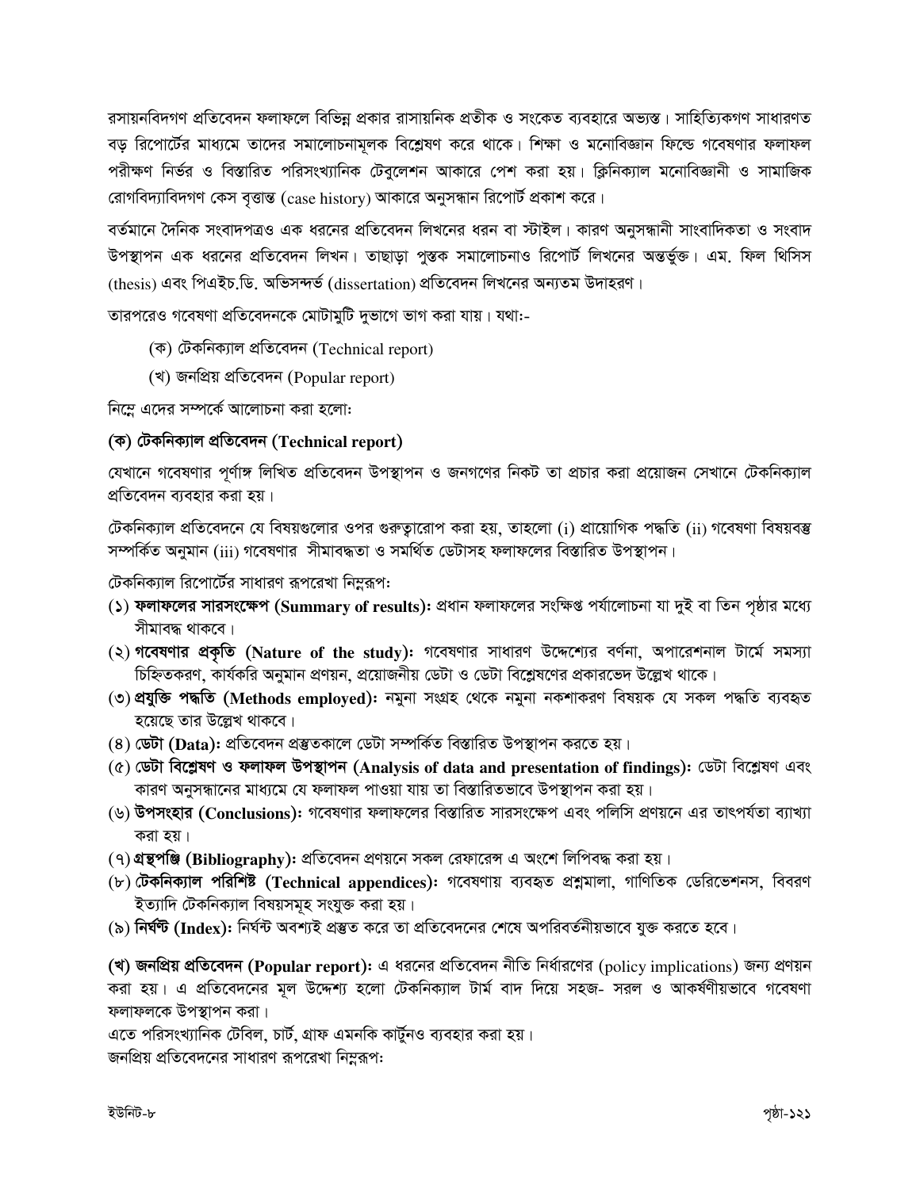রসায়নবিদগণ প্রতিবেদন ফলাফলে বিভিন্ন প্রকার রাসায়নিক প্রতীক ও সংকেত ব্যবহারে অভ্যস্ত। সাহিত্যিকগণ সাধারণত বড় রিপোর্টের মাধ্যমে তাদের সমালোচনামূলক বিশ্লেষণ করে থাকে। শিক্ষা ও মনোবিজ্ঞান ফিল্ডে গবেষণার ফলাফল পরীক্ষণ নির্ভর ও বিস্তারিত পরিসংখ্যানিক টেবুলেশন আকারে পেশ করা হয়। ক্লিনিক্যাল মনোবিজ্ঞানী ও সামাজিক রোগবিদ্যাবিদগণ কেস বৃত্তান্ত (case history) আকারে অনুসন্ধান রিপোর্ট প্রকাশ করে।

বর্তমানে দৈনিক সংবাদপত্রও এক ধরনের প্রতিবেদন লিখনের ধরন বা স্টাইল। কারণ অনুসন্ধানী সাংবাদিকতা ও সংবাদ উপস্থাপন এক ধরনের প্রতিবেদন লিখন। তাছাড়া পুস্তক সমালোচনাও রিপোর্ট লিখনের অন্তর্ভুক্ত। এম. ফিল থিসিস (thesis) এবং পিএইচ.ডি. অভিসন্দর্ভ (dissertation) প্রতিবেদন লিখনের অন্যতম উদাহরণ।

তারপরেও গবেষণা প্রতিবেদনকে মোটামুটি দুভাগে ভাগ করা যায়। যথা:-

(ক) টেকনিক্যাল প্রতিবেদন (Technical report)

(খ) জনপ্রিয় প্রতিবেদন (Popular report)

নিম্নে এদের সম্পর্কে আলোচনা করা হলো:

**(ক) টেকনিক্যাল প্রতিবেদন (Technical report)**

যেখানে গবেষণার পূর্ণাঙ্গ লিখিত প্রতিবেদন উপস্থাপন ও জনগণের নিকট তা প্রচার করা প্রয়োজন সেখানে টেকনিক্যাল প্রতিবেদন ব্যবহার করা হয়।

টেকনিক্যাল প্রতিবেদনে যে বিষয়গুলোর ওপর গুরুত্বারোপ করা হয়, তাহলো (i) প্রায়োগিক পদ্ধতি (ii) গবেষণা বিষয়বস্তু সম্পর্কিত অনুমান (iii) গবেষণার সীমাবদ্ধতা ও সমর্থিত ডেটাসহ ফলাফলের বিস্তারিত উপস্থাপন।

টেকনিক্যাল রিপোর্টের সাধারণ রূপরেখা নিম্নরূপ:

(১) **ফলাফলের সারসংক্ষেপ (Summary of results):** প্রধান ফলাফলের সংক্ষিপ্ত পর্যালোচনা যা দুই বা তিন পৃষ্ঠার মধ্যে সীমাবদ্ধ থাকবে।

(২) **গবেষণার প্রকৃতি (Nature of the study):** গবেষণার সাধারণ উদ্দেশ্যের বর্ণনা, অপারেশনাল টার্মে সমস্যা চিহ্নিতকরণ, কার্যকরি অনুমান প্রণয়ন, প্রয়োজনীয় ডেটা ও ডেটা বিশ্লেষণের প্রকারভেদ উল্লেখ থাকে।

(৩) **প্রযুক্তি পদ্ধতি (Methods employed):** নমুনা সংগ্রহ থেকে নমুনা নকশাকরণ বিষয়ক যে সকল পদ্ধতি ব্যবহৃত হয়েছে তার উল্লেখ থাকবে।

(৪) **ডেটা (Data):** প্রতিবেদন প্রস্তুতকালে ডেটা সম্পর্কিত বিস্তারিত উপস্থাপন করতে হয়।

(৫) **ডেটা বিশ্লেষণ ও ফলাফল উপস্থাপন (Analysis of data and presentation of findings):** ডেটা বিশ্লেষণ এবং কারণ অনুসন্ধানের মাধ্যমে যে ফলাফল পাওয়া যায় তা বিস্তারিতভাবে উপস্থাপন করা হয়।

(৬) **উপসংহার (Conclusions):** গবেষণার ফলাফলের বিস্তারিত সারসংক্ষেপ এবং পলিসি প্রণয়নে এর তাৎপর্যতা ব্যাখ্যা করা হয়।

(৭) **গ্রন্থপঞ্জি (Bibliography):** প্রতিবেদন প্রণয়নে সকল রেফারেন্স এ অংশে লিপিবদ্ধ করা হয়।

(৮) **টেকনিক্যাল পরিশিষ্ট (Technical appendices):** গবেষণায় ব্যবহৃত প্রশ্নমালা, গাণিতিক ডেরিভেশনস, বিবরণ ইত্যাদি টেকনিক্যাল বিষয়সমূহ সংযুক্ত করা হয়।

(৯) **নির্ঘণ্ট (Index):** নির্ঘন্ট অবশ্যই প্রস্তুত করে তা প্রতিবেদনের শেষে অপরিবর্তনীয়ভাবে যুক্ত করতে হবে।

**(খ) জনপ্রিয় প্রতিবেদন (Popular report):** এ ধরনের প্রতিবেদন নীতি নির্ধারণের (policy implications) জন্য প্রণয়ন করা হয়। এ প্রতিবেদনের মূল উদ্দেশ্য হলো টেকনিক্যাল টার্ম বাদ দিয়ে সহজ- সরল ও আকর্ষণীয়ভাবে গবেষণা ফলাফলকে উপস্থাপন করা।

এতে পরিসংখ্যানিক টেবিল, চার্ট, গ্রাফ এমনকি কার্টুনও ব্যবহার করা হয়।

জনপ্রিয় প্রতিবেদনের সাধারণ রূপরেখা নিম্নরূপ: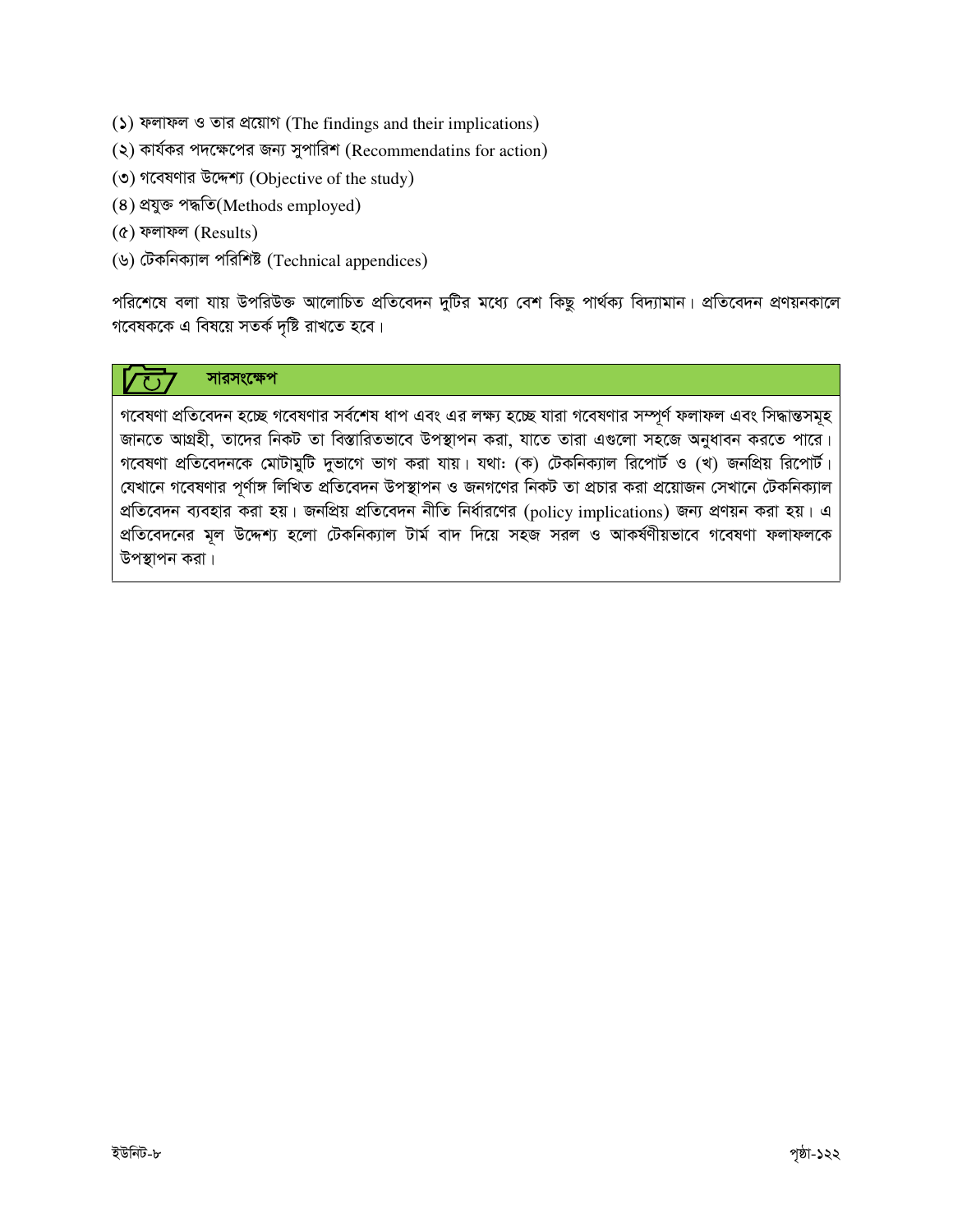(১) ফলাফল ও তার প্রয়োগ (The findings and their implications)

(২) কার্যকর পদক্ষেপের জন্য সুপারিশ (Recommendatins for action)

(৩) গবেষণার উদ্দেশ্য (Objective of the study)

(৪) প্রযুক্ত পদ্ধতি(Methods employed)

(৫) ফলাফল (Results)

(৬) টেকনিক্যাল পরিশিষ্ট (Technical appendices)

পরিশেষে বলা যায় উপরিউক্ত আলোচিত প্রতিবেদন দুটির মধ্যে বেশ কিছু পার্থক্য বিদ্যামান। প্রতিবেদন প্রণয়নকালে গবেষককে এ বিষয়ে সতর্ক দৃষ্টি রাখতে হবে।

## সারসংক্ষেপ

গবেষণা প্রতিবেদন হচ্ছে গবেষণার সর্বশেষ ধাপ এবং এর লক্ষ্য হচ্ছে যারা গবেষণার সম্পূর্ণ ফলাফল এবং সিদ্ধান্তসমূহ জানতে আগ্রহী, তাদের নিকট তা বিস্তারিতভাবে উপস্থাপন করা, যাতে তারা এগুলো সহজে অনুধাবন করতে পারে। গবেষণা প্রতিবেদনকে মোটামুটি দুভাগে ভাগ করা যায়। যথা: (ক) টেকনিক্যাল রিপোর্ট ও (খ) জনপ্রিয় রিপোর্ট। যেখানে গবেষণার পূর্ণাঙ্গ লিখিত প্রতিবেদন উপস্থাপন ও জনগণের নিকট তা প্রচার করা প্রয়োজন সেখানে টেকনিক্যাল প্রতিবেদন ব্যবহার করা হয়। জনপ্রিয় প্রতিবেদন নীতি নির্ধারণের (policy implications) জন্য প্রণয়ন করা হয়। এ প্রতিবেদনের মূল উদ্দেশ্য হলো টেকনিক্যাল টার্ম বাদ দিয়ে সহজ সরল ও আকর্ষণীয়ভাবে গবেষণা ফলাফলকে উপস্থাপন করা।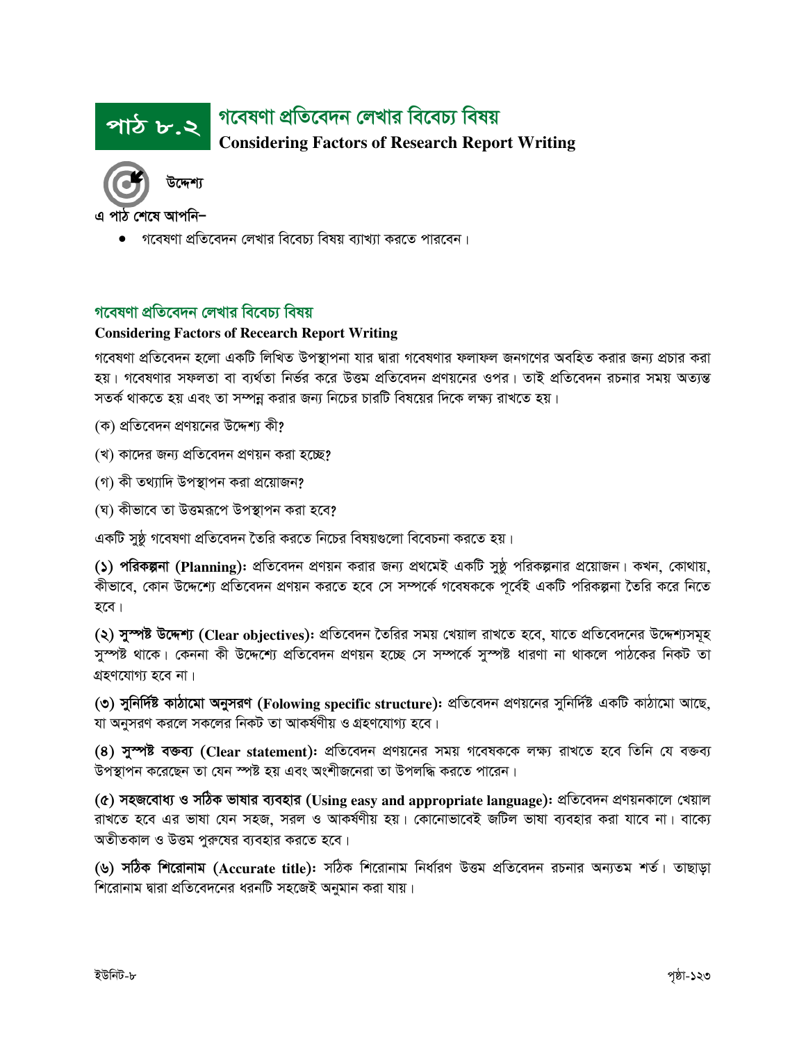# পাঠ ৮.২ গবেষণা প্রতিবেদন লেখার বিবেচ্য বিষয়

**Considering Factors of Research Report Writing**

**উদ্দেশ্য**

এ পাঠ শেষে আপনি–

- গবেষণা প্রতিবেদন লেখার বিবেচ্য বিষয় ব্যাখ্যা করতে পারবেন।

## গবেষণা প্রতিবেদন লেখার বিবেচ্য বিষয়

**Considering Factors of Recearch Report Writing**

গবেষণা প্রতিবেদন হলো একটি লিখিত উপস্থাপনা যার দ্বারা গবেষণার ফলাফল জনগণের অবহিত করার জন্য প্রচার করা হয়। গবেষণার সফলতা বা ব্যর্থতা নির্ভর করে উত্তম প্রতিবেদন প্রণয়নের ওপর। তাই প্রতিবেদন রচনার সময় অত্যন্ত সতর্ক থাকতে হয় এবং তা সম্পন্ন করার জন্য নিচের চারটি বিষয়ের দিকে লক্ষ্য রাখতে হয়।

(ক) প্রতিবেদন প্রণয়নের উদ্দেশ্য কী?

(খ) কাদের জন্য প্রতিবেদন প্রণয়ন করা হচ্ছে?

(গ) কী তথ্যাদি উপস্থাপন করা প্রয়োজন?

(ঘ) কীভাবে তা উত্তমরূপে উপস্থাপন করা হবে?

একটি সুষ্ঠু গবেষণা প্রতিবেদন তৈরি করতে নিচের বিষয়গুলো বিবেচনা করতে হয়।

**(১) পরিকল্পনা (Planning):** প্রতিবেদন প্রণয়ন করার জন্য প্রথমেই একটি সুষ্ঠু পরিকল্পনার প্রয়োজন। কখন, কোথায়, কীভাবে, কোন উদ্দেশ্যে প্রতিবেদন প্রণয়ন করতে হবে সে সম্পর্কে গবেষককে পূর্বেই একটি পরিকল্পনা তৈরি করে নিতে হবে।

**(২) সুস্পষ্ট উদ্দেশ্য (Clear objectives):** প্রতিবেদন তৈরির সময় খেয়াল রাখতে হবে, যাতে প্রতিবেদনের উদ্দেশ্যসমূহ সুস্পষ্ট থাকে। কেননা কী উদ্দেশ্যে প্রতিবেদন প্রণয়ন হচ্ছে সে সম্পর্কে সুস্পষ্ট ধারণা না থাকলে পাঠকের নিকট তা গ্রহণযোগ্য হবে না।

**(৩) সুনির্দিষ্ট কাঠামো অনুসরণ (Folowing specific structure):** প্রতিবেদন প্রণয়নের সুনির্দিষ্ট একটি কাঠামো আছে, যা অনুসরণ করলে সকলের নিকট তা আকর্ষণীয় ও গ্রহণযোগ্য হবে।

**(৪) সুস্পষ্ট বক্তব্য (Clear statement):** প্রতিবেদন প্রণয়নের সময় গবেষককে লক্ষ্য রাখতে হবে তিনি যে বক্তব্য উপস্থাপন করেছেন তা যেন স্পষ্ট হয় এবং অংশীজনেরা তা উপলব্ধি করতে পারেন।

**(৫) সহজবোধ্য ও সঠিক ভাষার ব্যবহার (Using easy and appropriate language):** প্রতিবেদন প্রণয়নকালে খেয়াল রাখতে হবে এর ভাষা যেন সহজ, সরল ও আকর্ষণীয় হয়। কোনোভাবেই জটিল ভাষা ব্যবহার করা যাবে না। বাক্যে অতীতকাল ও উত্তম পুরুষের ব্যবহার করতে হবে।

**(৬) সঠিক শিরোনাম (Accurate title):** সঠিক শিরোনাম নির্ধারণ উত্তম প্রতিবেদন রচনার অন্যতম শর্ত। তাছাড়া শিরোনাম দ্বারা প্রতিবেদনের ধরনটি সহজেই অনুমান করা যায়।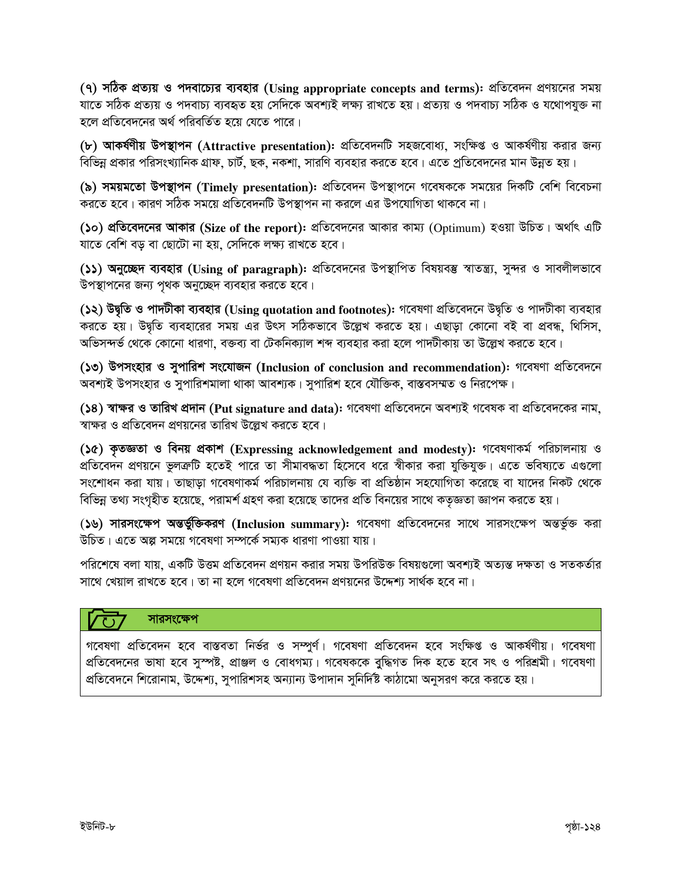**(৭) সঠিক প্রত্যয় ও পদবাচ্যের ব্যবহার (Using appropriate concepts and terms):** প্রতিবেদন প্রণয়নের সময় যাতে সঠিক প্রত্যয় ও পদবাচ্য ব্যবহৃত হয় সেদিকে অবশ্যই লক্ষ্য রাখতে হয়। প্রত্যয় ও পদবাচ্য সঠিক ও যথোপযুক্ত না হলে প্রতিবেদনের অর্থ পরিবর্তিত হয়ে যেতে পারে।

**(৮) আকর্ষণীয় উপস্থাপন (Attractive presentation):** প্রতিবেদনটি সহজবোধ্য, সংক্ষিপ্ত ও আকর্ষণীয় করার জন্য বিভিন্ন প্রকার পরিসংখ্যানিক গ্রাফ, চার্ট, ছক, নকশা, সারণি ব্যবহার করতে হবে। এতে প্রতিবেদনের মান উন্নত হয়।

**(৯) সময়মতো উপস্থাপন (Timely presentation):** প্রতিবেদন উপস্থাপনে গবেষককে সময়ের দিকটি বেশি বিবেচনা করতে হবে। কারণ সঠিক সময়ে প্রতিবেদনটি উপস্থাপন না করলে এর উপযোগিতা থাকবে না।

**(১০) প্রতিবেদনের আকার (Size of the report):** প্রতিবেদনের আকার কাম্য (Optimum) হওয়া উচিত। অর্থাৎ এটি যাতে বেশি বড় বা ছোটো না হয়, সেদিকে লক্ষ্য রাখতে হবে।

**(১১) অনুচ্ছেদ ব্যবহার (Using of paragraph):** প্রতিবেদনের উপস্থাপিত বিষয়বস্তু স্বাতন্ত্র্য, সুন্দর ও সাবলীলভাবে উপস্থাপনের জন্য পৃথক অনুচ্ছেদ ব্যবহার করতে হবে।

**(১২) উদ্ধৃতি ও পাদটীকা ব্যবহার (Using quotation and footnotes):** গবেষণা প্রতিবেদনে উদ্ধৃতি ও পাদটীকা ব্যবহার করতে হয়। উদ্ধৃতি ব্যবহারের সময় এর উৎস সঠিকভাবে উল্লেখ করতে হয়। এছাড়া কোনো বই বা প্রবন্ধ, থিসিস, অভিসন্দর্ভ থেকে কোনো ধারণা, বক্তব্য বা টেকনিক্যাল শব্দ ব্যবহার করা হলে পাদটীকায় তা উল্লেখ করতে হবে।

**(১৩) উপসংহার ও সুপারিশ সংযোজন (Inclusion of conclusion and recommendation):** গবেষণা প্রতিবেদনে অবশ্যই উপসংহার ও সুপারিশমালা থাকা আবশ্যক। সুপারিশ হবে যৌক্তিক, বাস্তবসম্মত ও নিরপেক্ষ।

**(১৪) স্বাক্ষর ও তারিখ প্রদান (Put signature and data):** গবেষণা প্রতিবেদনে অবশ্যই গবেষক বা প্রতিবেদকের নাম, স্বাক্ষর ও প্রতিবেদন প্রণয়নের তারিখ উল্লেখ করতে হবে।

**(১৫) কৃতজ্ঞতা ও বিনয় প্রকাশ (Expressing acknowledgement and modesty):** গবেষণাকর্ম পরিচালনায় ও প্রতিবেদন প্রণয়নে ভুলত্রুটি হতেই পারে তা সীমাবদ্ধতা হিসেবে ধরে স্বীকার করা যুক্তিযুক্ত। এতে ভবিষ্যতে এগুলো সংশোধন করা যায়। তাছাড়া গবেষণাকর্ম পরিচালনায় যে ব্যক্তি বা প্রতিষ্ঠান সহযোগিতা করেছে বা যাদের নিকট থেকে বিভিন্ন তথ্য সংগৃহীত হয়েছে, পরামর্শ গ্রহণ করা হয়েছে তাদের প্রতি বিনয়ের সাথে কৃতজ্ঞতা জ্ঞাপন করতে হয়।

**(১৬) সারসংক্ষেপ অন্তর্ভুক্তিকরণ (Inclusion summary):** গবেষণা প্রতিবেদনের সাথে সারসংক্ষেপ অন্তর্ভুক্ত করা উচিত। এতে অল্প সময়ে গবেষণা সম্পর্কে সম্যক ধারণা পাওয়া যায়।

পরিশেষে বলা যায়, একটি উত্তম প্রতিবেদন প্রণয়ন করার সময় উপরিউক্ত বিষয়গুলো অবশ্যই অত্যন্ত দক্ষতা ও সতকর্তার সাথে খেয়াল রাখতে হবে। তা না হলে গবেষণা প্রতিবেদন প্রণয়নের উদ্দেশ্য সার্থক হবে না।

### সারসংক্ষেপ

গবেষণা প্রতিবেদন হবে বাস্তবতা নির্ভর ও সম্পুর্ণ। গবেষণা প্রতিবেদন হবে সংক্ষিপ্ত ও আকর্ষণীয়। গবেষণা প্রতিবেদনের ভাষা হবে সুস্পষ্ট, প্রাঞ্জল ও বোধগম্য। গবেষককে বুদ্ধিগত দিক হতে হবে সৎ ও পরিশ্রমী। গবেষণা প্রতিবেদনে শিরোনাম, উদ্দেশ্য, সুপারিশসহ অন্যান্য উপাদান সুনির্দিষ্ট কাঠামো অনুসরণ করে করতে হয়।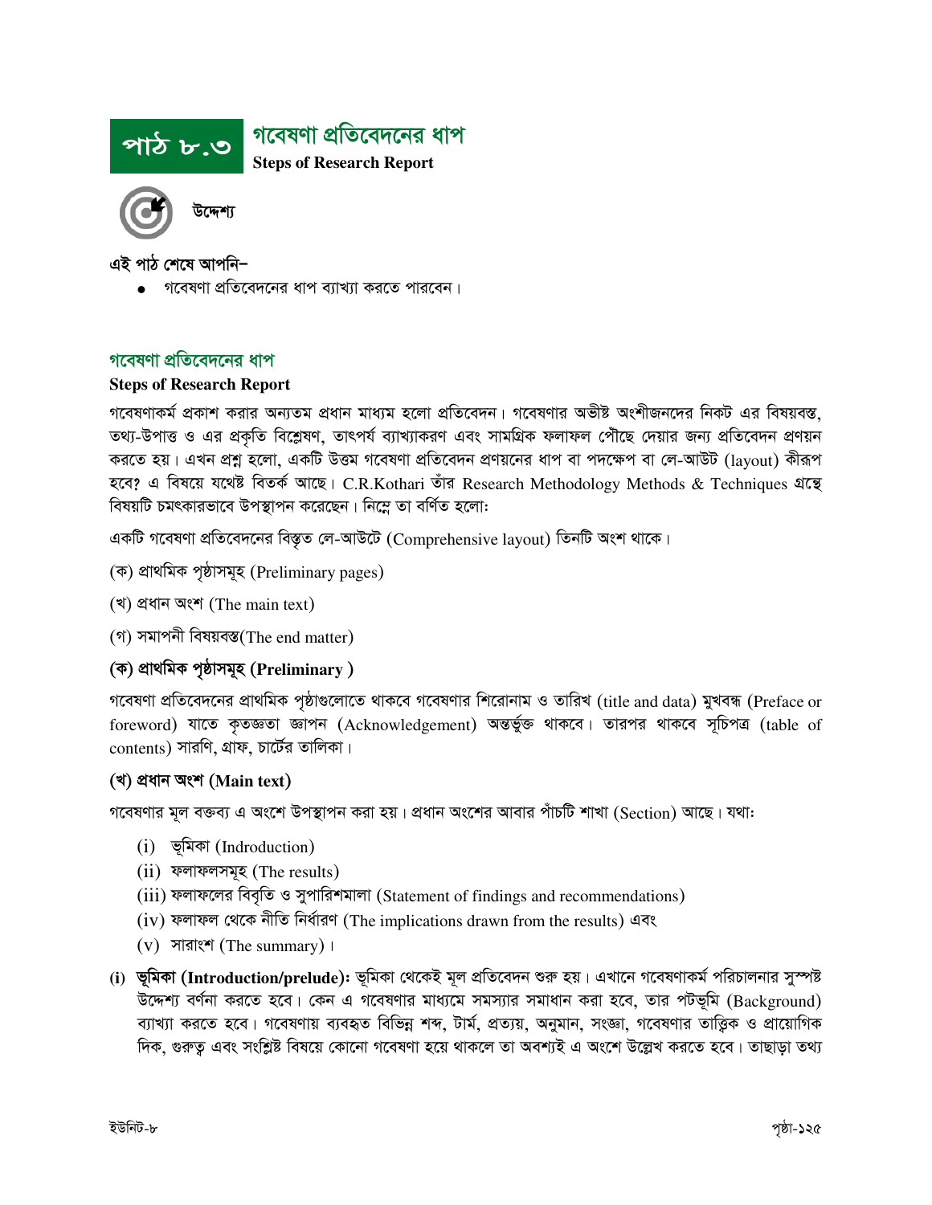# পাঠ ৮.৩ গবেষণা প্রতিবেদনের ধাপ
**Steps of Research Report**

উদ্দেশ্য

এই পাঠ শেষে আপনি–
- গবেষণা প্রতিবেদনের ধাপ ব্যাখ্যা করতে পারবেন।

## গবেষণা প্রতিবেদনের ধাপ
**Steps of Research Report**

গবেষণাকর্ম প্রকাশ করার অন্যতম প্রধান মাধ্যম হলো প্রতিবেদন। গবেষণার অভীষ্ট অংশীজনদের নিকট এর বিষয়বস্তু, তথ্য-উপাত্ত ও এর প্রকৃতি বিশ্লেষণ, তাৎপর্য ব্যাখ্যাকরণ এবং সামগ্রিক ফলাফল পৌঁছে দেয়ার জন্য প্রতিবেদন প্রণয়ন করতে হয়। এখন প্রশ্ন হলো, একটি উত্তম গবেষণা প্রতিবেদন প্রণয়নের ধাপ বা পদক্ষেপ বা লে-আউট (layout) কীরূপ হবে? এ বিষয়ে যথেষ্ট বিতর্ক আছে। C.R.Kothari তাঁর Research Methodology Methods & Techniques গ্রন্থে বিষয়টি চমৎকারভাবে উপস্থাপন করেছেন। নিম্নে তা বর্ণিত হলো:

একটি গবেষণা প্রতিবেদনের বিস্তৃত লে-আউটে (Comprehensive layout) তিনটি অংশ থাকে।

(ক) প্রাথমিক পৃষ্ঠাসমূহ (Preliminary pages)

(খ) প্রধান অংশ (The main text)

(গ) সমাপনী বিষয়বস্তু(The end matter)

### (ক) প্রাথমিক পৃষ্ঠাসমূহ (Preliminary )

গবেষণা প্রতিবেদনের প্রাথমিক পৃষ্ঠাগুলোতে থাকবে গবেষণার শিরোনাম ও তারিখ (title and data) মুখবন্ধ (Preface or foreword) যাতে কৃতজ্ঞতা জ্ঞাপন (Acknowledgement) অন্তর্ভুক্ত থাকবে। তারপর থাকবে সূচিপত্র (table of contents) সারণি, গ্রাফ, চার্টের তালিকা।

### (খ) প্রধান অংশ (Main text)

গবেষণার মূল বক্তব্য এ অংশে উপস্থাপন করা হয়। প্রধান অংশের আবার পাঁচটি শাখা (Section) আছে। যথা:

(i) ভূমিকা (Indroduction)

(ii) ফলাফলসমূহ (The results)

(iii) ফলাফলের বিবৃতি ও সুপারিশমালা (Statement of findings and recommendations)

(iv) ফলাফল থেকে নীতি নির্ধারণ (The implications drawn from the results) এবং

(v) সারাংশ (The summary)।

**(i) ভূমিকা (Introduction/prelude):** ভূমিকা থেকেই মূল প্রতিবেদন শুরু হয়। এখানে গবেষণাকর্ম পরিচালনার সুস্পষ্ট উদ্দেশ্য বর্ণনা করতে হবে। কেন এ গবেষণার মাধ্যমে সমস্যার সমাধান করা হবে, তার পটভূমি (Background) ব্যাখ্যা করতে হবে। গবেষণায় ব্যবহৃত বিভিন্ন শব্দ, টার্ম, প্রত্যয়, অনুমান, সংজ্ঞা, গবেষণার তাত্ত্বিক ও প্রায়োগিক দিক, গুরুত্ব এবং সংশ্লিষ্ট বিষয়ে কোনো গবেষণা হয়ে থাকলে তা অবশ্যই এ অংশে উল্লেখ করতে হবে। তাছাড়া তথ্য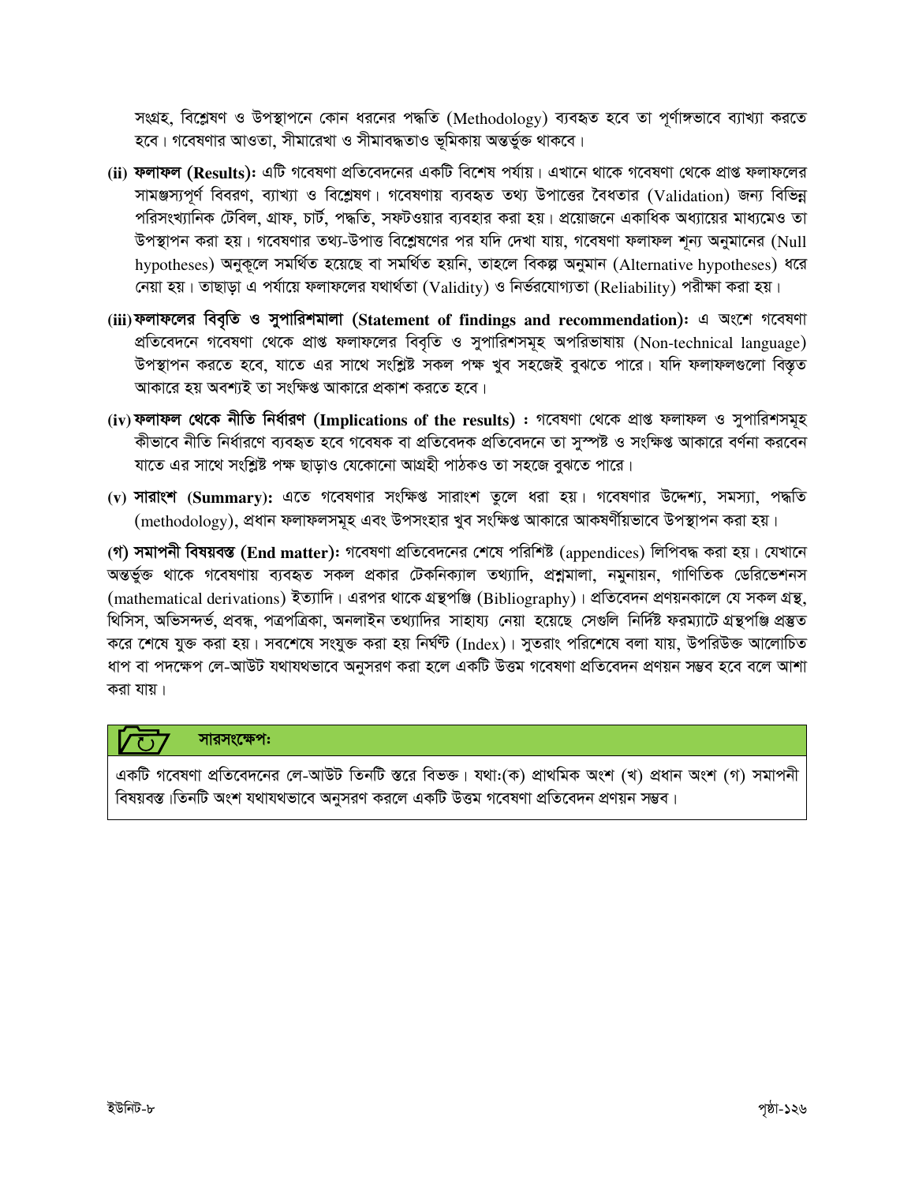সংগ্রহ, বিশ্লেষণ ও উপস্থাপনে কোন ধরনের পদ্ধতি (Methodology) ব্যবহৃত হবে তা পূর্ণাঙ্গভাবে ব্যাখ্যা করতে হবে। গবেষণার আওতা, সীমারেখা ও সীমাবদ্ধতাও ভূমিকায় অন্তর্ভুক্ত থাকবে।

**(ii) ফলাফল (Results):** এটি গবেষণা প্রতিবেদনের একটি বিশেষ পর্যায়। এখানে থাকে গবেষণা থেকে প্রাপ্ত ফলাফলের সামঞ্জস্যপূর্ণ বিবরণ, ব্যাখ্যা ও বিশ্লেষণ। গবেষণায় ব্যবহৃত তথ্য উপাত্তের বৈধতার (Validation) জন্য বিভিন্ন পরিসংখ্যানিক টেবিল, গ্রাফ, চার্ট, পদ্ধতি, সফটওয়ার ব্যবহার করা হয়। প্রয়োজনে একাধিক অধ্যায়ের মাধ্যমেও তা উপস্থাপন করা হয়। গবেষণার তথ্য-উপাত্ত বিশ্লেষণের পর যদি দেখা যায়, গবেষণা ফলাফল শূন্য অনুমানের (Null hypotheses) অনুকূলে সমর্থিত হয়েছে বা সমর্থিত হয়নি, তাহলে বিকল্প অনুমান (Alternative hypotheses) ধরে নেয়া হয়। তাছাড়া এ পর্যায়ে ফলাফলের যথার্থতা (Validity) ও নির্ভরযোগ্যতা (Reliability) পরীক্ষা করা হয়।

**(iii) ফলাফলের বিবৃতি ও সুপারিশমালা (Statement of findings and recommendation):** এ অংশে গবেষণা প্রতিবেদনে গবেষণা থেকে প্রাপ্ত ফলাফলের বিবৃতি ও সুপারিশসমূহ অপরিভাষায় (Non-technical language) উপস্থাপন করতে হবে, যাতে এর সাথে সংশ্লিষ্ট সকল পক্ষ খুব সহজেই বুঝতে পারে। যদি ফলাফলগুলো বিস্তৃত আকারে হয় অবশ্যই তা সংক্ষিপ্ত আকারে প্রকাশ করতে হবে।

**(iv) ফলাফল থেকে নীতি নির্ধারণ (Implications of the results) :** গবেষণা থেকে প্রাপ্ত ফলাফল ও সুপারিশসমূহ কীভাবে নীতি নির্ধারণে ব্যবহৃত হবে গবেষক বা প্রতিবেদক প্রতিবেদনে তা সুস্পষ্ট ও সংক্ষিপ্ত আকারে বর্ণনা করবেন যাতে এর সাথে সংশ্লিষ্ট পক্ষ ছাড়াও যেকোনো আগ্রহী পাঠকও তা সহজে বুঝতে পারে।

**(v) সারাংশ (Summary):** এতে গবেষণার সংক্ষিপ্ত সারাংশ তুলে ধরা হয়। গবেষণার উদ্দেশ্য, সমস্যা, পদ্ধতি (methodology), প্রধান ফলাফলসমূহ এবং উপসংহার খুব সংক্ষিপ্ত আকারে আকষর্ণীয়ভাবে উপস্থাপন করা হয়।

**(গ) সমাপনী বিষয়বস্তু (End matter):** গবেষণা প্রতিবেদনের শেষে পরিশিষ্ট (appendices) লিপিবদ্ধ করা হয়। যেখানে অন্তর্ভুক্ত থাকে গবেষণায় ব্যবহৃত সকল প্রকার টেকনিক্যাল তথ্যাদি, প্রশ্নমালা, নমুনায়ন, গাণিতিক ডেরিভেশনস (mathematical derivations) ইত্যাদি। এরপর থাকে গ্রন্থপঞ্জি (Bibliography)। প্রতিবেদন প্রণয়নকালে যে সকল গ্রন্থ, থিসিস, অভিসন্দর্ভ, প্রবন্ধ, পত্রপত্রিকা, অনলাইন তথ্যাদির সাহায্য নেয়া হয়েছে সেগুলি নির্দিষ্ট ফরম্যাটে গ্রন্থপঞ্জি প্রস্তুত করে শেষে যুক্ত করা হয়। সবশেষে সংযুক্ত করা হয় নির্ঘণ্ট (Index)। সুতরাং পরিশেষে বলা যায়, উপরিউক্ত আলোচিত ধাপ বা পদক্ষেপ লে-আউট যথাযথভাবে অনুসরণ করা হলে একটি উত্তম গবেষণা প্রতিবেদন প্রণয়ন সম্ভব হবে বলে আশা করা যায়।

**সারসংক্ষেপ:**

একটি গবেষণা প্রতিবেদনের লে-আউট তিনটি স্তরে বিভক্ত। যথা:(ক) প্রাথমিক অংশ (খ) প্রধান অংশ (গ) সমাপনী বিষয়বস্তু।তিনটি অংশ যথাযথভাবে অনুসরণ করলে একটি উত্তম গবেষণা প্রতিবেদন প্রণয়ন সম্ভব।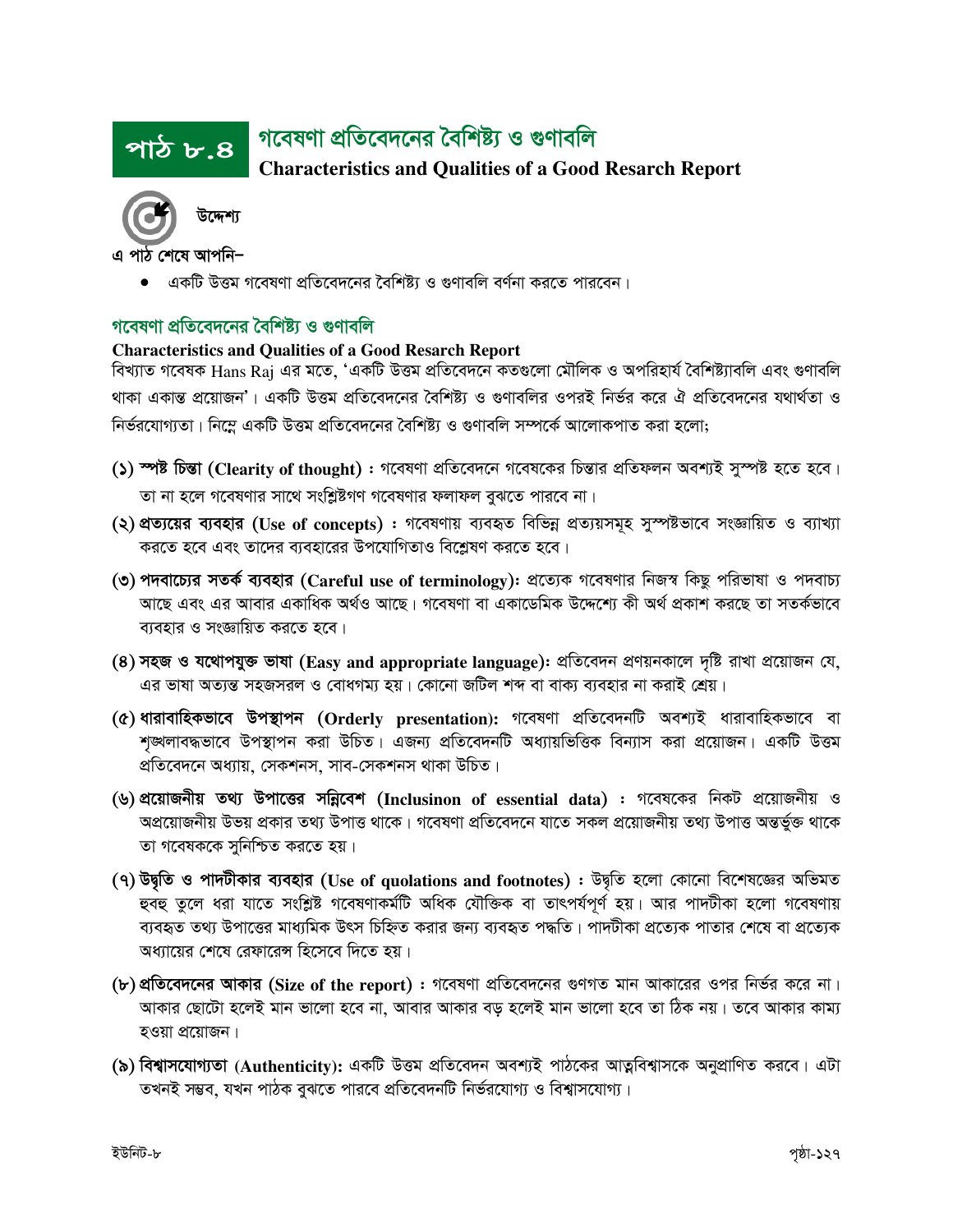# পাঠ ৮.৪ গবেষণা প্রতিবেদনের বৈশিষ্ট্য ও গুণাবলি

## Characteristics and Qualities of a Good Resarch Report

**উদ্দেশ্য**

এ পাঠ শেষে আপনি–

- একটি উত্তম গবেষণা প্রতিবেদনের বৈশিষ্ট্য ও গুণাবলি বর্ণনা করতে পারবেন।

### গবেষণা প্রতিবেদনের বৈশিষ্ট্য ও গুণাবলি

**Characteristics and Qualities of a Good Resarch Report**

বিখ্যাত গবেষক Hans Raj এর মতে, 'একটি উত্তম প্রতিবেদনে কতগুলো মৌলিক ও অপরিহার্য বৈশিষ্ট্যাবলি এবং গুণাবলি থাকা একান্ত প্রয়োজন'। একটি উত্তম প্রতিবেদনের বৈশিষ্ট্য ও গুণাবলির ওপরই নির্ভর করে ঐ প্রতিবেদনের যথার্থতা ও নির্ভরযোগ্যতা। নিম্নে একটি উত্তম প্রতিবেদনের বৈশিষ্ট্য ও গুণাবলি সম্পর্কে আলোকপাত করা হলো;

**(১) স্পষ্ট চিন্তা (Clearity of thought) :** গবেষণা প্রতিবেদনে গবেষকের চিন্তার প্রতিফলন অবশ্যই সুস্পষ্ট হতে হবে। তা না হলে গবেষণার সাথে সংশ্লিষ্টগণ গবেষণার ফলাফল বুঝতে পারবে না।

**(২) প্রত্যয়ের ব্যবহার (Use of concepts) :** গবেষণায় ব্যবহৃত বিভিন্ন প্রত্যয়সমূহ সুস্পষ্টভাবে সংজ্ঞায়িত ও ব্যাখ্যা করতে হবে এবং তাদের ব্যবহারের উপযোগিতাও বিশ্লেষণ করতে হবে।

**(৩) পদবাচ্যের সতর্ক ব্যবহার (Careful use of terminology):** প্রত্যেক গবেষণার নিজস্ব কিছু পরিভাষা ও পদবাচ্য আছে এবং এর আবার একাধিক অর্থও আছে। গবেষণা বা একাডেমিক উদ্দেশ্যে কী অর্থ প্রকাশ করছে তা সতর্কভাবে ব্যবহার ও সংজ্ঞায়িত করতে হবে।

**(৪) সহজ ও যথোপযুক্ত ভাষা (Easy and appropriate language):** প্রতিবেদন প্রণয়নকালে দৃষ্টি রাখা প্রয়োজন যে, এর ভাষা অত্যন্ত সহজসরল ও বোধগম্য হয়। কোনো জটিল শব্দ বা বাক্য ব্যবহার না করাই শ্রেয়।

**(৫) ধারাবাহিকভাবে উপস্থাপন (Orderly presentation):** গবেষণা প্রতিবেদনটি অবশ্যই ধারাবাহিকভাবে বা শৃঙ্খলাবদ্ধভাবে উপস্থাপন করা উচিত। এজন্য প্রতিবেদনটি অধ্যায়ভিত্তিক বিন্যাস করা প্রয়োজন। একটি উত্তম প্রতিবেদনে অধ্যায়, সেকশনস, সাব-সেকশনস থাকা উচিত।

**(৬) প্রয়োজনীয় তথ্য উপাত্তের সন্নিবেশ (Inclusinon of essential data) :** গবেষকের নিকট প্রয়োজনীয় ও অপ্রয়োজনীয় উভয় প্রকার তথ্য উপাত্ত থাকে। গবেষণা প্রতিবেদনে যাতে সকল প্রয়োজনীয় তথ্য উপাত্ত অন্তর্ভুক্ত থাকে তা গবেষককে সুনিশ্চিত করতে হয়।

**(৭) উদ্ধৃতি ও পাদটীকার ব্যবহার (Use of quolations and footnotes) :** উদ্ধৃতি হলো কোনো বিশেষজ্ঞের অভিমত হুবহু তুলে ধরা যাতে সংশ্লিষ্ট গবেষণাকর্মটি অধিক যৌক্তিক বা তাৎপর্যপূর্ণ হয়। আর পাদটীকা হলো গবেষণায় ব্যবহৃত তথ্য উপাত্তের মাধ্যমিক উৎস চিহ্নিত করার জন্য ব্যবহৃত পদ্ধতি। পাদটীকা প্রত্যেক পাতার শেষে বা প্রত্যেক অধ্যায়ের শেষে রেফারেন্স হিসেবে দিতে হয়।

**(৮) প্রতিবেদনের আকার (Size of the report) :** গবেষণা প্রতিবেদনের গুণগত মান আকারের ওপর নির্ভর করে না। আকার ছোটো হলেই মান ভালো হবে না, আবার আকার বড় হলেই মান ভালো হবে তা ঠিক নয়। তবে আকার কাম্য হওয়া প্রয়োজন।

**(৯) বিশ্বাসযোগ্যতা (Authenticity):** একটি উত্তম প্রতিবেদন অবশ্যই পাঠকের আত্মবিশ্বাসকে অনুপ্রাণিত করবে। এটা তখনই সম্ভব, যখন পাঠক বুঝতে পারবে প্রতিবেদনটি নির্ভরযোগ্য ও বিশ্বাসযোগ্য।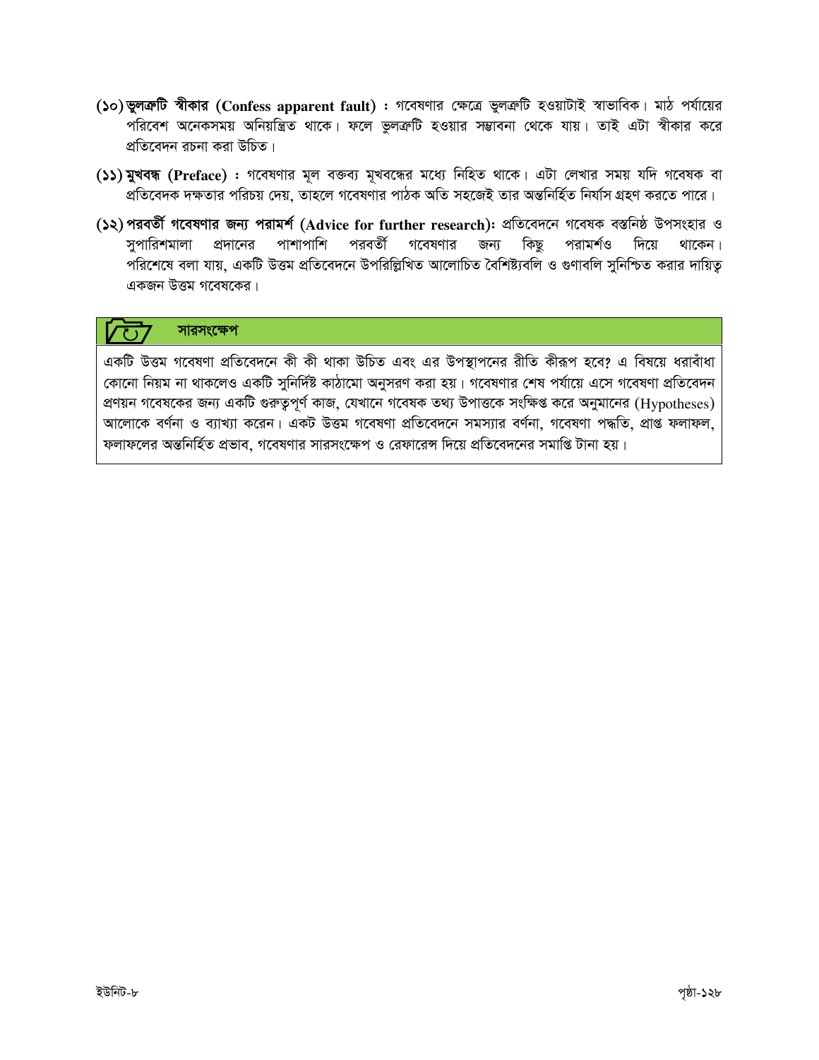(১০) **ভুলত্রুটি স্বীকার (Confess apparent fault) :** গবেষণার ক্ষেত্রে ভুলত্রুটি হওয়াটাই স্বাভাবিক। মাঠ পর্যায়ের পরিবেশ অনেকসময় অনিয়ন্ত্রিত থাকে। ফলে ভুলত্রুটি হওয়ার সম্ভাবনা থেকে যায়। তাই এটা স্বীকার করে প্রতিবেদন রচনা করা উচিত।

(১১) **মুখবন্ধ (Preface) :** গবেষণার মূল বক্তব্য মুখবন্ধের মধ্যে নিহিত থাকে। এটা লেখার সময় যদি গবেষক বা প্রতিবেদক দক্ষতার পরিচয় দেয়, তাহলে গবেষণার পাঠক অতি সহজেই তার অন্তনির্হিত নির্যাস গ্রহণ করতে পারে।

(১২) **পরবর্তী গবেষণার জন্য পরামর্শ (Advice for further research):** প্রতিবেদনে গবেষক বস্তনিষ্ঠ উপসংহার ও সুপারিশমালা প্রদানের পাশাপাশি পরবর্তী গবেষণার জন্য কিছু পরামর্শও দিয়ে থাকেন। পরিশেষে বলা যায়, একটি উত্তম প্রতিবেদনে উপরিল্লিখিত আলোচিত বৈশিষ্ট্যবলি ও গুণাবলি সুনিশ্চিত করার দায়িত্ব একজন উত্তম গবেষকের।

## সারসংক্ষেপ

একটি উত্তম গবেষণা প্রতিবেদনে কী কী থাকা উচিত এবং এর উপস্থাপনের রীতি কীরূপ হবে? এ বিষয়ে ধরাবাঁধা কোনো নিয়ম না থাকলেও একটি সুনির্দিষ্ট কাঠামো অনুসরণ করা হয়। গবেষণার শেষ পর্যায়ে এসে গবেষণা প্রতিবেদন প্রণয়ন গবেষকের জন্য একটি গুরুত্বপূর্ণ কাজ, যেখানে গবেষক তথ্য উপাত্তকে সংক্ষিপ্ত করে অনুমানের (Hypotheses) আলোকে বর্ণনা ও ব্যাখ্যা করেন। একট উত্তম গবেষণা প্রতিবেদনে সমস্যার বর্ণনা, গবেষণা পদ্ধতি, প্রাপ্ত ফলাফল, ফলাফলের অন্তর্নিহিত প্রভাব, গবেষণার সারসংক্ষেপ ও রেফারেন্স দিয়ে প্রতিবেদনের সমাপ্তি টানা হয়।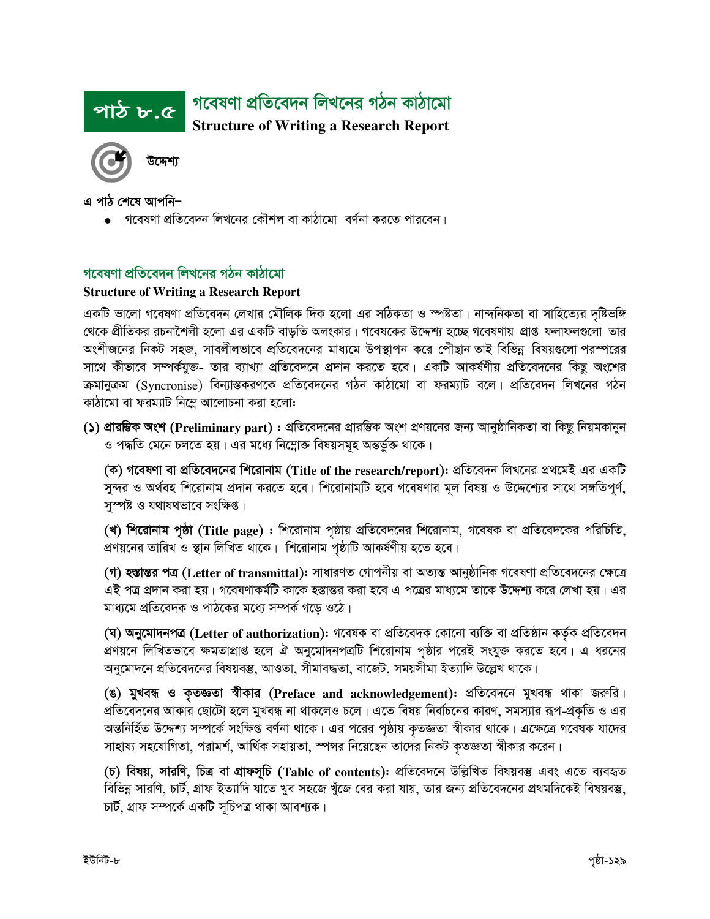# পাঠ ৮.৫ গবেষণা প্রতিবেদন লিখনের গঠন কাঠামো

**Structure of Writing a Research Report**

উদ্দেশ্য

এ পাঠ শেষে আপনি–

- গবেষণা প্রতিবেদন লিখনের কৌশল বা কাঠামো বর্ণনা করতে পারবেন।

## গবেষণা প্রতিবেদন লিখনের গঠন কাঠামো

**Structure of Writing a Research Report**

একটি ভালো গবেষণা প্রতিবেদন লেখার মৌলিক দিক হলো এর সঠিকতা ও স্পষ্টতা। নান্দনিকতা বা সাহিত্যের দৃষ্টিভঙ্গি থেকে প্রীতিকর রচনাশৈলী হলো এর একটি বাড়তি অলংকার। গবেষকের উদ্দেশ্য হচ্ছে গবেষণায় প্রাপ্ত ফলাফলগুলো তার অংশীজনের নিকট সহজ, সাবলীলভাবে প্রতিবেদনের মাধ্যমে উপস্থাপন করে পৌছান তাই বিভিন্ন বিষয়গুলো পরস্পরের সাথে কীভাবে সম্পর্কযুক্ত- তার ব্যাখ্যা প্রতিবেদনে প্রদান করতে হবে। একটি আকর্ষণীয় প্রতিবেদনের কিছু অংশের ক্রমানুক্রম (Syncronise) বিন্যাস্তকরণকে প্রতিবেদনের গঠন কাঠামো বা ফরম্যাট বলে। প্রতিবেদন লিখনের গঠন কাঠামো বা ফরম্যাট নিম্নে আলোচনা করা হলোঃ

**(১) প্রারম্ভিক অংশ (Preliminary part) :** প্রতিবেদনের প্রারম্ভিক অংশ প্রণয়নের জন্য আনুষ্ঠানিকতা বা কিছু নিয়মকানুন ও পদ্ধতি মেনে চলতে হয়। এর মধ্যে নিম্নোক্ত বিষয়সমূহ অন্তর্ভুক্ত থাকে।

**(ক) গবেষণা বা প্রতিবেদনের শিরোনাম (Title of the research/report):** প্রতিবেদন লিখনের প্রথমেই এর একটি সুন্দর ও অর্থবহ শিরোনাম প্রদান করতে হবে। শিরোনামটি হবে গবেষণার মূল বিষয় ও উদ্দেশ্যের সাথে সঙ্গতিপূর্ণ, সুস্পষ্ট ও যথাযথভাবে সংক্ষিপ্ত।

**(খ) শিরোনাম পৃষ্ঠা (Title page) :** শিরোনাম পৃষ্ঠায় প্রতিবেদনের শিরোনাম, গবেষক বা প্রতিবেদকের পরিচিতি, প্রণয়নের তারিখ ও স্থান লিখিত থাকে। শিরোনাম পৃষ্ঠাটি আকর্ষণীয় হতে হবে।

**(গ) হস্তান্তর পত্র (Letter of transmittal):** সাধারণত গোপনীয় বা অত্যন্ত আনুষ্ঠানিক গবেষণা প্রতিবেদনের ক্ষেত্রে এই পত্র প্রদান করা হয়। গবেষণাকর্মটি কাকে হস্তান্তর করা হবে এ পত্রের মাধ্যমে তাকে উদ্দেশ্য করে লেখা হয়। এর মাধ্যমে প্রতিবেদক ও পাঠকের মধ্যে সম্পর্ক গড়ে ওঠে।

**(ঘ) অনুমোদনপত্র (Letter of authorization):** গবেষক বা প্রতিবেদক কোনো ব্যক্তি বা প্রতিষ্ঠান কর্তৃক প্রতিবেদন প্রণয়নে লিখিতভাবে ক্ষমতাপ্রাপ্ত হলে ঐ অনুমোদনপত্রটি শিরোনাম পৃষ্ঠার পরেই সংযুক্ত করতে হবে। এ ধরনের অনুমোদনে প্রতিবেদনের বিষয়বস্তু, আওতা, সীমাবদ্ধতা, বাজেট, সময়সীমা ইত্যাদি উল্লেখ থাকে।

**(ঙ) মুখবন্ধ ও কৃতজ্ঞতা স্বীকার (Preface and acknowledgement):** প্রতিবেদনে মুখবন্ধ থাকা জরুরি। প্রতিবেদনের আকার ছোটো হলে মুখবন্ধ না থাকলেও চলে। এতে বিষয় নির্বাচনের কারণ, সমস্যার রূপ-প্রকৃতি ও এর অন্তর্নিহিত উদ্দেশ্য সম্পর্কে সংক্ষিপ্ত বর্ণনা থাকে। এর পরের পৃষ্ঠায় কৃতজ্ঞতা স্বীকার থাকে। এক্ষেত্রে গবেষক যাদের সাহায্য সহযোগিতা, পরামর্শ, আর্থিক সহায়তা, স্পন্সর নিয়েছেন তাদের নিকট কৃতজ্ঞতা স্বীকার করেন।

**(চ) বিষয়, সারণি, চিত্র বা গ্রাফসূচি (Table of contents):** প্রতিবেদনে উল্লিখিত বিষয়বস্তু এবং এতে ব্যবহৃত বিভিন্ন সারণি, চার্ট, গ্রাফ ইত্যাদি যাতে খুব সহজে খুঁজে বের করা যায়, তার জন্য প্রতিবেদনের প্রথমদিকেই বিষয়বস্তু, চার্ট, গ্রাফ সম্পর্কে একটি সূচিপত্র থাকা আবশ্যক।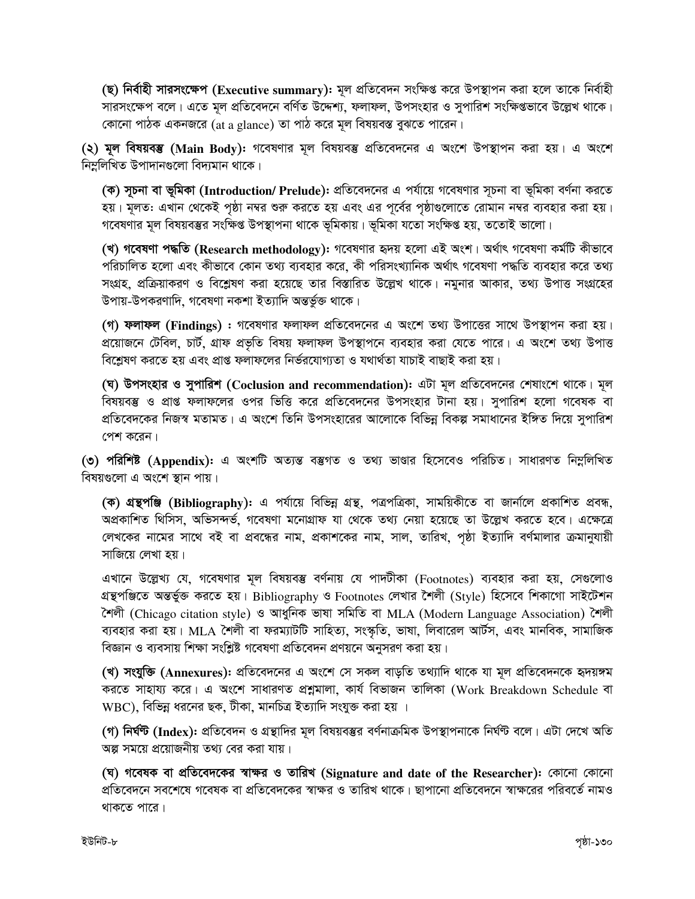**(ছ) নির্বাহী সারসংক্ষেপ (Executive summary):** মূল প্রতিবেদন সংক্ষিপ্ত করে উপস্থাপন করা হলে তাকে নির্বাহী সারসংক্ষেপ বলে। এতে মূল প্রতিবেদনে বর্ণিত উদ্দেশ্য, ফলাফল, উপসংহার ও সুপারিশ সংক্ষিপ্তভাবে উল্লেখ থাকে। কোনো পাঠক একনজরে (at a glance) তা পাঠ করে মূল বিষয়বস্ত বুঝতে পারেন।

**(২) মূল বিষয়বস্তু (Main Body):** গবেষণার মূল বিষয়বস্তু প্রতিবেদনের এ অংশে উপস্থাপন করা হয়। এ অংশে নিম্নলিখিত উপাদানগুলো বিদ্যমান থাকে।

**(ক) সূচনা বা ভূমিকা (Introduction/ Prelude):** প্রতিবেদনের এ পর্যায়ে গবেষণার সূচনা বা ভূমিকা বর্ণনা করতে হয়। মূলতঃ এখান থেকেই পৃষ্ঠা নম্বর শুরু করতে হয় এবং এর পূর্বের পৃষ্ঠাগুলোতে রোমান নম্বর ব্যবহার করা হয়। গবেষণার মূল বিষয়বস্তুর সংক্ষিপ্ত উপস্থাপনা থাকে ভূমিকায়। ভূমিকা যতো সংক্ষিপ্ত হয়, ততোই ভালো।

**(খ) গবেষণা পদ্ধতি (Research methodology):** গবেষণার হৃদয় হলো এই অংশ। অর্থাৎ গবেষণা কর্মটি কীভাবে পরিচালিত হলো এবং কীভাবে কোন তথ্য ব্যবহার করে, কী পরিসংখ্যানিক অর্থাৎ গবেষণা পদ্ধতি ব্যবহার করে তথ্য সংগ্রহ, প্রক্রিয়াকরণ ও বিশ্লেষণ করা হয়েছে তার বিস্তারিত উল্লেখ থাকে। নমুনার আকার, তথ্য উপাত্ত সংগ্রহের উপায়-উপকরণাদি, গবেষণা নকশা ইত্যাদি অন্তর্ভুক্ত থাকে।

**(গ) ফলাফল (Findings) :** গবেষণার ফলাফল প্রতিবেদনের এ অংশে তথ্য উপাত্তের সাথে উপস্থাপন করা হয়। প্রয়োজনে টেবিল, চার্ট, গ্রাফ প্রভৃতি বিষয় ফলাফল উপস্থাপনে ব্যবহার করা যেতে পারে। এ অংশে তথ্য উপাত্ত বিশ্লেষণ করতে হয় এবং প্রাপ্ত ফলাফলের নির্ভরযোগ্যতা ও যথার্থতা যাচাই বাছাই করা হয়।

**(ঘ) উপসংহার ও সুপারিশ (Coclusion and recommendation):** এটা মূল প্রতিবেদনের শেষাংশে থাকে। মূল বিষয়বস্তু ও প্রাপ্ত ফলাফলের ওপর ভিত্তি করে প্রতিবেদনের উপসংহার টানা হয়। সুপারিশ হলো গবেষক বা প্রতিবেদকের নিজস্ব মতামত। এ অংশে তিনি উপসংহারের আলোকে বিভিন্ন বিকল্প সমাধানের ইঙ্গিত দিয়ে সুপারিশ পেশ করেন।

**(৩) পরিশিষ্ট (Appendix):** এ অংশটি অত্যন্ত বস্তুগত ও তথ্য ভাণ্ডার হিসেবেও পরিচিত। সাধারণত নিম্নলিখিত বিষয়গুলো এ অংশে স্থান পায়।

**(ক) গ্রন্থপঞ্জি (Bibliography):** এ পর্যায়ে বিভিন্ন গ্রন্থ, পত্রপত্রিকা, সাময়িকীতে বা জার্নালে প্রকাশিত প্রবন্ধ, অপ্রকাশিত থিসিস, অভিসন্দর্ভ, গবেষণা মনোগ্রাফ যা থেকে তথ্য নেয়া হয়েছে তা উল্লেখ করতে হবে। এক্ষেত্রে লেখকের নামের সাথে বই বা প্রবন্ধের নাম, প্রকাশকের নাম, সাল, তারিখ, পৃষ্ঠা ইত্যাদি বর্ণমালার ক্রমানুযায়ী সাজিয়ে লেখা হয়।

এখানে উল্লেখ্য যে, গবেষণার মূল বিষয়বস্তু বর্ণনায় যে পাদটীকা (Footnotes) ব্যবহার করা হয়, সেগুলোও গ্রন্থপঞ্জিতে অন্তর্ভুক্ত করতে হয়। Bibliography ও Footnotes লেখার শৈলী (Style) হিসেবে শিকাগো সাইটেশন শৈলী (Chicago citation style) ও আধুনিক ভাষা সমিতি বা MLA (Modern Language Association) শৈলী ব্যবহার করা হয়। MLA শৈলী বা ফরম্যাটটি সাহিত্য, সংস্কৃতি, ভাষা, লিবারেল আর্টস, এবং মানবিক, সামাজিক বিজ্ঞান ও ব্যবসায় শিক্ষা সংশ্লিষ্ট গবেষণা প্রতিবেদন প্রণয়নে অনুসরণ করা হয়।

**(খ) সংযুক্তি (Annexures):** প্রতিবেদনের এ অংশে সে সকল বাড়তি তথ্যাদি থাকে যা মূল প্রতিবেদনকে হৃদয়ঙ্গম করতে সাহায্য করে। এ অংশে সাধারণত প্রশ্নমালা, কার্য বিভাজন তালিকা (Work Breakdown Schedule বা WBC), বিভিন্ন ধরনের ছক, টীকা, মানচিত্র ইত্যাদি সংযুক্ত করা হয় ।

**(গ) নির্ঘণ্ট (Index):** প্রতিবেদন ও গ্রন্থাদির মূল বিষয়বস্তুর বর্ণনাক্রমিক উপস্থাপনাকে নির্ঘণ্ট বলে। এটা দেখে অতি অল্প সময়ে প্রয়োজনীয় তথ্য বের করা যায়।

**(ঘ) গবেষক বা প্রতিবেদকের স্বাক্ষর ও তারিখ (Signature and date of the Researcher):** কোনো কোনো প্রতিবেদনে সবশেষে গবেষক বা প্রতিবেদকের স্বাক্ষর ও তারিখ থাকে। ছাপানো প্রতিবেদনে স্বাক্ষরের পরিবর্তে নামও থাকতে পারে।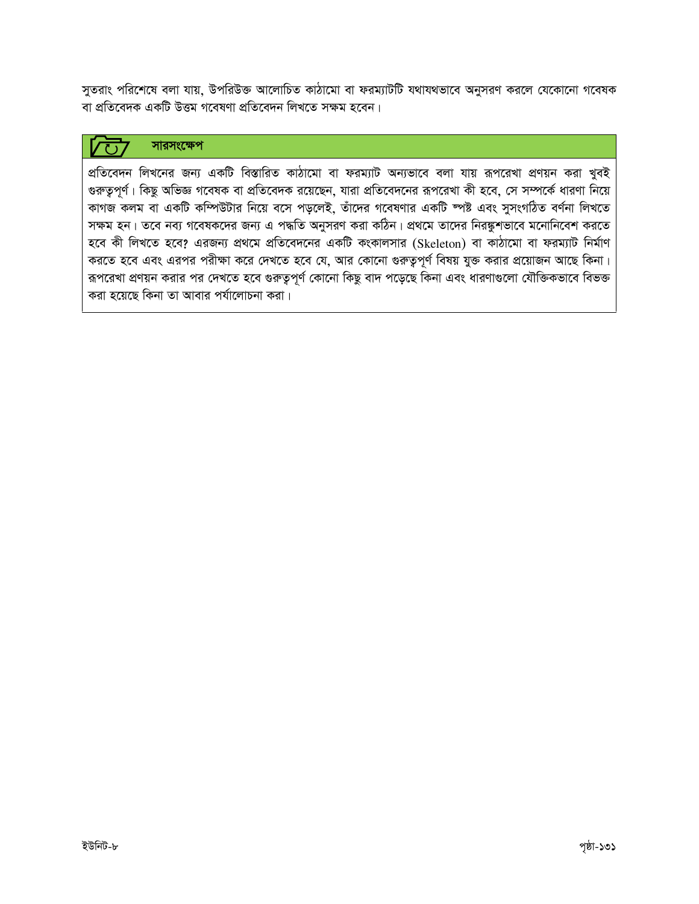সুতরাং পরিশেষে বলা যায়, উপরিউক্ত আলোচিত কাঠামো বা ফরম্যাটটি যথাযথভাবে অনুসরণ করলে যেকোনো গবেষক বা প্রতিবেদক একটি উত্তম গবেষণা প্রতিবেদন লিখতে সক্ষম হবেন।

## সারসংক্ষেপ

প্রতিবেদন লিখনের জন্য একটি বিস্তারিত কাঠামো বা ফরম্যাট অন্যভাবে বলা যায় রূপরেখা প্রণয়ন করা খুবই গুরুত্বপূর্ণ। কিছু অভিজ্ঞ গবেষক বা প্রতিবেদক রয়েছেন, যারা প্রতিবেদনের রূপরেখা কী হবে, সে সম্পর্কে ধারণা নিয়ে কাগজ কলম বা একটি কম্পিউটার নিয়ে বসে পড়লেই, তাঁদের গবেষণার একটি স্পষ্ট এবং সুসংগঠিত বর্ণনা লিখতে সক্ষম হন। তবে নব্য গবেষকদের জন্য এ পদ্ধতি অনুসরণ করা কঠিন। প্রথমে তাদের নিরঙ্কুশভাবে মনোনিবেশ করতে হবে কী লিখতে হবে? এরজন্য প্রথমে প্রতিবেদনের একটি কংকালসার (Skeleton) বা কাঠামো বা ফরম্যাট নির্মাণ করতে হবে এবং এরপর পরীক্ষা করে দেখতে হবে যে, আর কোনো গুরুত্বপূর্ণ বিষয় যুক্ত করার প্রয়োজন আছে কিনা। রূপরেখা প্রণয়ন করার পর দেখতে হবে গুরুত্বপূর্ণ কোনো কিছু বাদ পড়েছে কিনা এবং ধারণাগুলো যৌক্তিকভাবে বিভক্ত করা হয়েছে কিনা তা আবার পর্যালোচনা করা।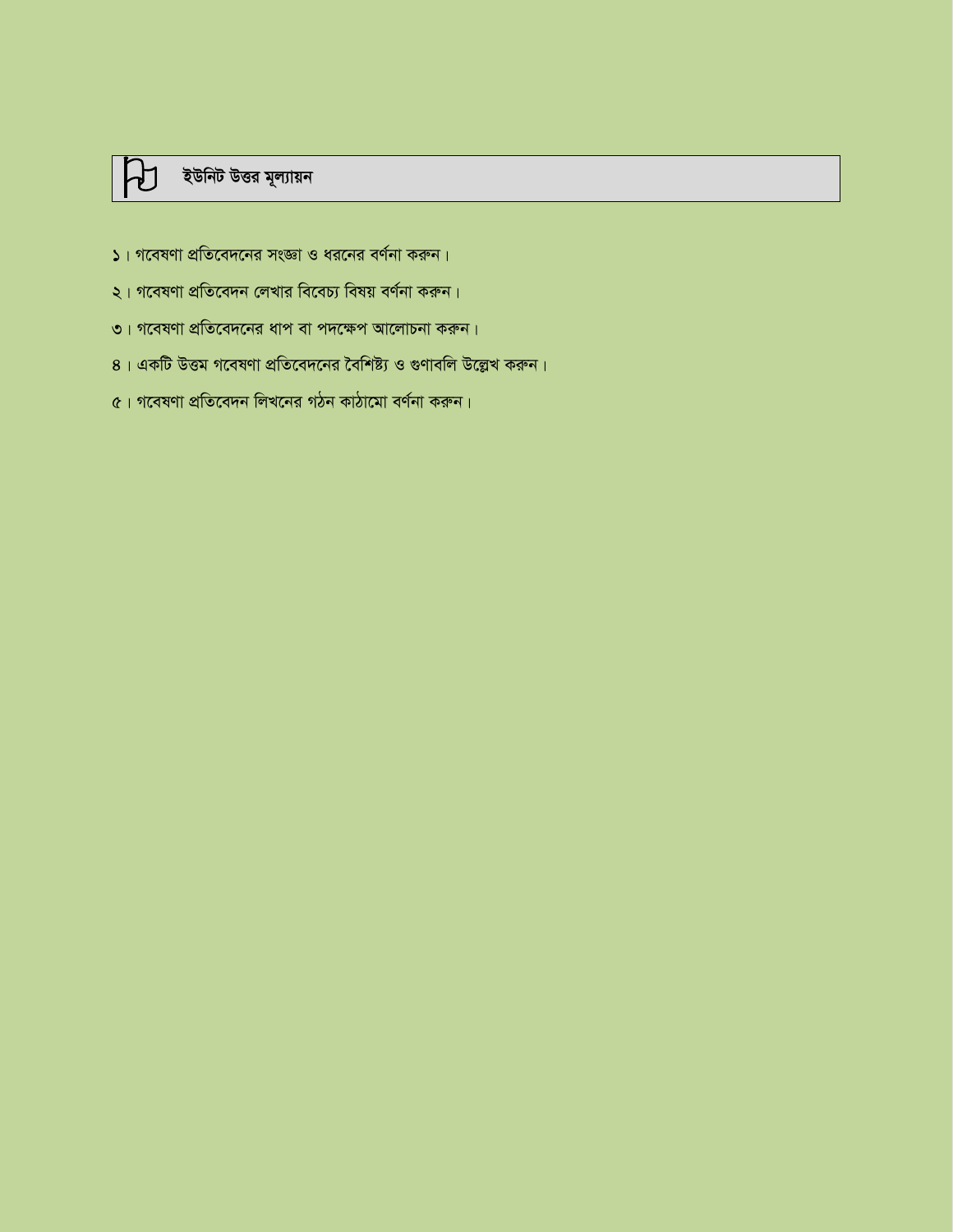## ইউনিট উত্তর মূল্যায়ন

১। গবেষণা প্রতিবেদনের সংজ্ঞা ও ধরনের বর্ণনা করুন।

২। গবেষণা প্রতিবেদন লেখার বিবেচ্য বিষয় বর্ণনা করুন।

৩। গবেষণা প্রতিবেদনের ধাপ বা পদক্ষেপ আলোচনা করুন।

৪। একটি উত্তম গবেষণা প্রতিবেদনের বৈশিষ্ট্য ও গুণাবলি উল্লেখ করুন।

৫। গবেষণা প্রতিবেদন লিখনের গঠন কাঠামো বর্ণনা করুন।